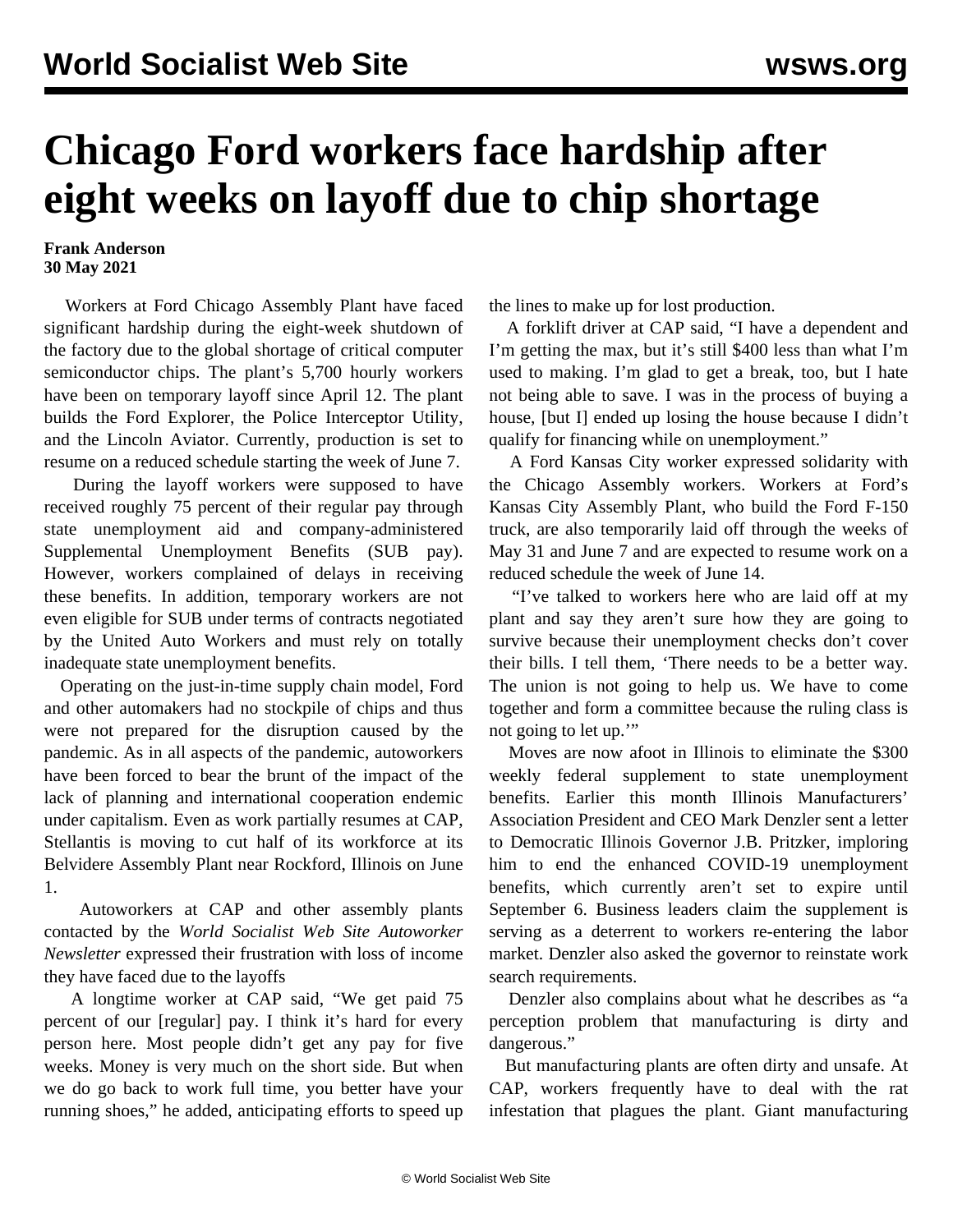# Chicago Ford workers face hardship after eight weeks on layoff due to chip shortage

**Frank Anderson**
**30 May 2021**

Workers at Ford Chicago Assembly Plant have faced significant hardship during the eight-week shutdown of the factory due to the global shortage of critical computer semiconductor chips. The plant's 5,700 hourly workers have been on temporary layoff since April 12. The plant builds the Ford Explorer, the Police Interceptor Utility, and the Lincoln Aviator. Currently, production is set to resume on a reduced schedule starting the week of June 7.

During the layoff workers were supposed to have received roughly 75 percent of their regular pay through state unemployment aid and company-administered Supplemental Unemployment Benefits (SUB pay). However, workers complained of delays in receiving these benefits. In addition, temporary workers are not even eligible for SUB under terms of contracts negotiated by the United Auto Workers and must rely on totally inadequate state unemployment benefits.

Operating on the just-in-time supply chain model, Ford and other automakers had no stockpile of chips and thus were not prepared for the disruption caused by the pandemic. As in all aspects of the pandemic, autoworkers have been forced to bear the brunt of the impact of the lack of planning and international cooperation endemic under capitalism. Even as work partially resumes at CAP, Stellantis is moving to cut half of its workforce at its Belvidere Assembly Plant near Rockford, Illinois on June 1.

Autoworkers at CAP and other assembly plants contacted by the *World Socialist Web Site Autoworker Newsletter* expressed their frustration with loss of income they have faced due to the layoffs

A longtime worker at CAP said, "We get paid 75 percent of our [regular] pay. I think it's hard for every person here. Most people didn't get any pay for five weeks. Money is very much on the short side. But when we do go back to work full time, you better have your running shoes," he added, anticipating efforts to speed up the lines to make up for lost production.

A forklift driver at CAP said, "I have a dependent and I'm getting the max, but it's still $400 less than what I'm used to making. I'm glad to get a break, too, but I hate not being able to save. I was in the process of buying a house, [but I] ended up losing the house because I didn't qualify for financing while on unemployment."

A Ford Kansas City worker expressed solidarity with the Chicago Assembly workers. Workers at Ford's Kansas City Assembly Plant, who build the Ford F-150 truck, are also temporarily laid off through the weeks of May 31 and June 7 and are expected to resume work on a reduced schedule the week of June 14.

"I've talked to workers here who are laid off at my plant and say they aren't sure how they are going to survive because their unemployment checks don't cover their bills. I tell them, 'There needs to be a better way. The union is not going to help us. We have to come together and form a committee because the ruling class is not going to let up.'"

Moves are now afoot in Illinois to eliminate the $300 weekly federal supplement to state unemployment benefits. Earlier this month Illinois Manufacturers' Association President and CEO Mark Denzler sent a letter to Democratic Illinois Governor J.B. Pritzker, imploring him to end the enhanced COVID-19 unemployment benefits, which currently aren't set to expire until September 6. Business leaders claim the supplement is serving as a deterrent to workers re-entering the labor market. Denzler also asked the governor to reinstate work search requirements.

Denzler also complains about what he describes as "a perception problem that manufacturing is dirty and dangerous."

But manufacturing plants are often dirty and unsafe. At CAP, workers frequently have to deal with the rat infestation that plagues the plant. Giant manufacturing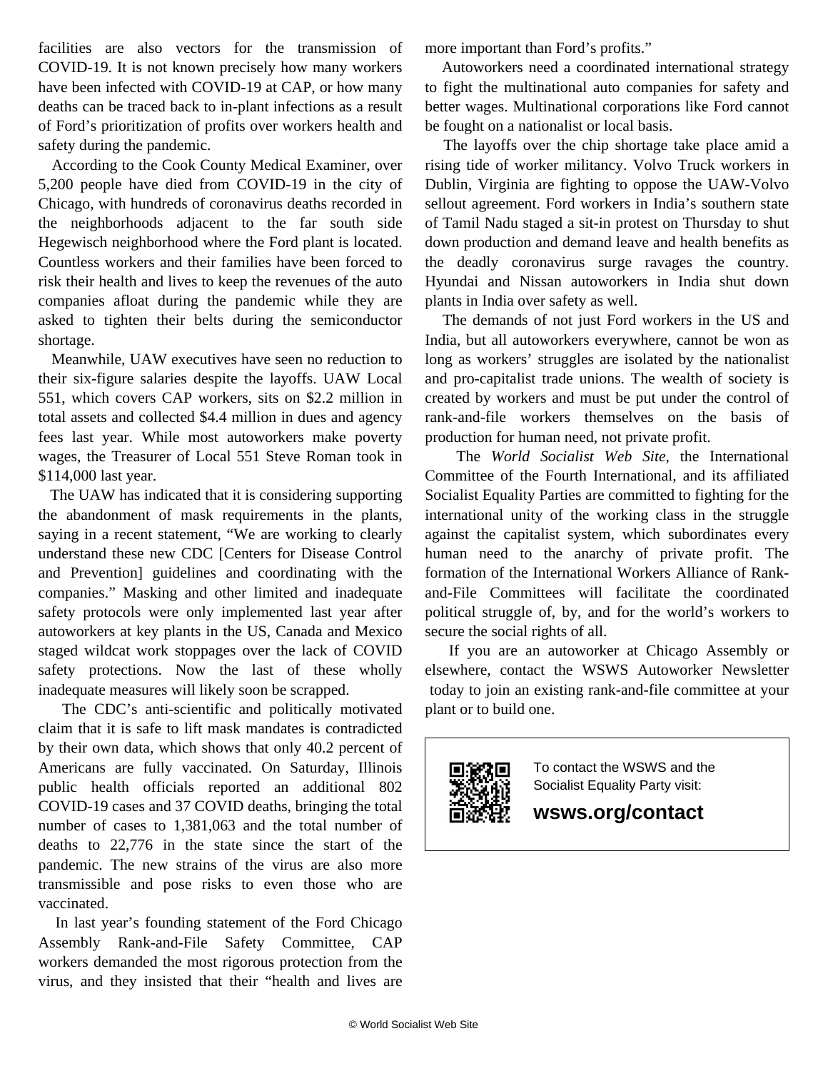facilities are also vectors for the transmission of COVID-19. It is not known precisely how many workers have been infected with COVID-19 at CAP, or how many deaths can be traced back to in-plant infections as a result of Ford's prioritization of profits over workers health and safety during the pandemic.

According to the Cook County Medical Examiner, over 5,200 people have died from COVID-19 in the city of Chicago, with hundreds of coronavirus deaths recorded in the neighborhoods adjacent to the far south side Hegewisch neighborhood where the Ford plant is located. Countless workers and their families have been forced to risk their health and lives to keep the revenues of the auto companies afloat during the pandemic while they are asked to tighten their belts during the semiconductor shortage.

Meanwhile, UAW executives have seen no reduction to their six-figure salaries despite the layoffs. UAW Local 551, which covers CAP workers, sits on $2.2 million in total assets and collected $4.4 million in dues and agency fees last year. While most autoworkers make poverty wages, the Treasurer of Local 551 Steve Roman took in $114,000 last year.

The UAW has indicated that it is considering supporting the abandonment of mask requirements in the plants, saying in a recent statement, "We are working to clearly understand these new CDC [Centers for Disease Control and Prevention] guidelines and coordinating with the companies." Masking and other limited and inadequate safety protocols were only implemented last year after autoworkers at key plants in the US, Canada and Mexico staged wildcat work stoppages over the lack of COVID safety protections. Now the last of these wholly inadequate measures will likely soon be scrapped.

The CDC's anti-scientific and politically motivated claim that it is safe to lift mask mandates is contradicted by their own data, which shows that only 40.2 percent of Americans are fully vaccinated. On Saturday, Illinois public health officials reported an additional 802 COVID-19 cases and 37 COVID deaths, bringing the total number of cases to 1,381,063 and the total number of deaths to 22,776 in the state since the start of the pandemic. The new strains of the virus are also more transmissible and pose risks to even those who are vaccinated.

In last year's founding statement of the Ford Chicago Assembly Rank-and-File Safety Committee, CAP workers demanded the most rigorous protection from the virus, and they insisted that their "health and lives are more important than Ford's profits."

Autoworkers need a coordinated international strategy to fight the multinational auto companies for safety and better wages. Multinational corporations like Ford cannot be fought on a nationalist or local basis.

The layoffs over the chip shortage take place amid a rising tide of worker militancy. Volvo Truck workers in Dublin, Virginia are fighting to oppose the UAW-Volvo sellout agreement. Ford workers in India's southern state of Tamil Nadu staged a sit-in protest on Thursday to shut down production and demand leave and health benefits as the deadly coronavirus surge ravages the country. Hyundai and Nissan autoworkers in India shut down plants in India over safety as well.

The demands of not just Ford workers in the US and India, but all autoworkers everywhere, cannot be won as long as workers' struggles are isolated by the nationalist and pro-capitalist trade unions. The wealth of society is created by workers and must be put under the control of rank-and-file workers themselves on the basis of production for human need, not private profit.

The *World Socialist Web Site*, the International Committee of the Fourth International, and its affiliated Socialist Equality Parties are committed to fighting for the international unity of the working class in the struggle against the capitalist system, which subordinates every human need to the anarchy of private profit. The formation of the International Workers Alliance of Rank-and-File Committees will facilitate the coordinated political struggle of, by, and for the world's workers to secure the social rights of all.

If you are an autoworker at Chicago Assembly or elsewhere, contact the WSWS Autoworker Newsletter today to join an existing rank-and-file committee at your plant or to build one.

To contact the WSWS and the Socialist Equality Party visit:

**wsws.org/contact**